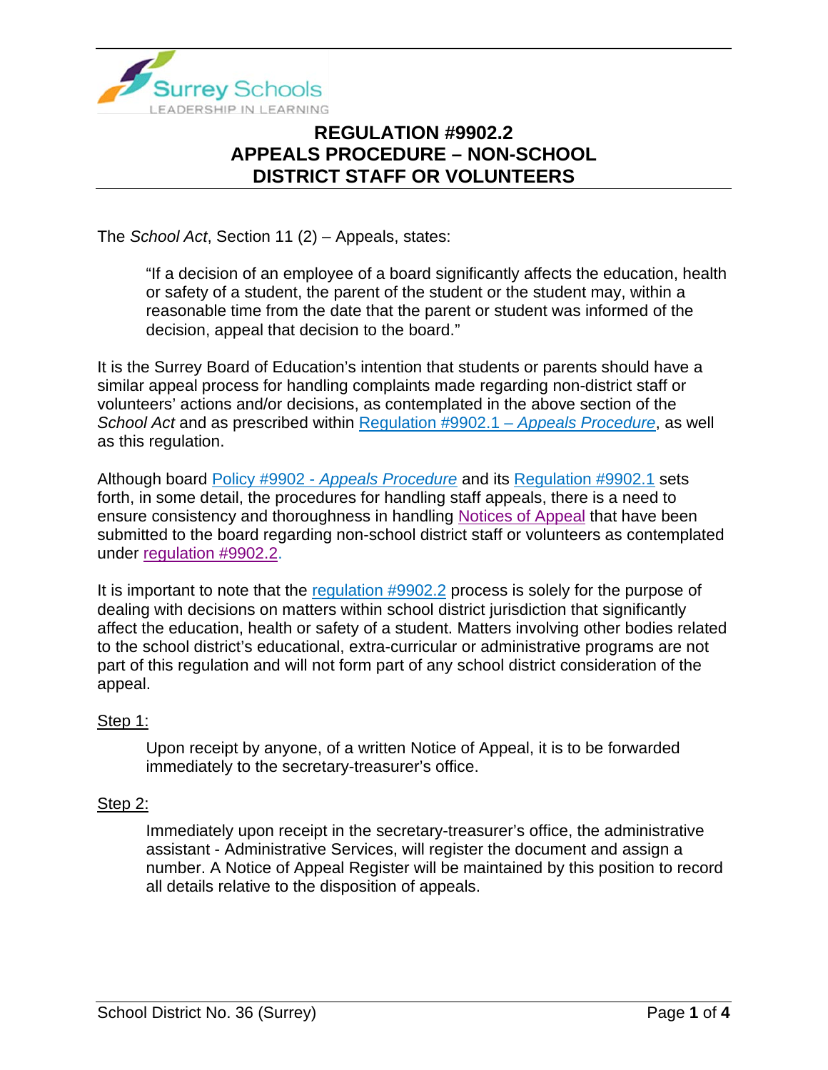# REGULATION #9902.2
# APPEALS PROCEDURE – NON-SCHOOL DISTRICT STAFF OR VOLUNTEERS

The *School Act*, Section 11 (2) – Appeals, states:

> "If a decision of an employee of a board significantly affects the education, health or safety of a student, the parent of the student or the student may, within a reasonable time from the date that the parent or student was informed of the decision, appeal that decision to the board."

It is the Surrey Board of Education's intention that students or parents should have a similar appeal process for handling complaints made regarding non-district staff or volunteers' actions and/or decisions, as contemplated in the above section of the *School Act* and as prescribed within Regulation #9902.1 – *Appeals Procedure*, as well as this regulation.

Although board Policy #9902 - *Appeals Procedure* and its Regulation #9902.1 sets forth, in some detail, the procedures for handling staff appeals, there is a need to ensure consistency and thoroughness in handling Notices of Appeal that have been submitted to the board regarding non-school district staff or volunteers as contemplated under regulation #9902.2.

It is important to note that the regulation #9902.2 process is solely for the purpose of dealing with decisions on matters within school district jurisdiction that significantly affect the education, health or safety of a student. Matters involving other bodies related to the school district's educational, extra-curricular or administrative programs are not part of this regulation and will not form part of any school district consideration of the appeal.

Step 1:

> Upon receipt by anyone, of a written Notice of Appeal, it is to be forwarded immediately to the secretary-treasurer's office.

Step 2:

> Immediately upon receipt in the secretary-treasurer's office, the administrative assistant - Administrative Services, will register the document and assign a number. A Notice of Appeal Register will be maintained by this position to record all details relative to the disposition of appeals.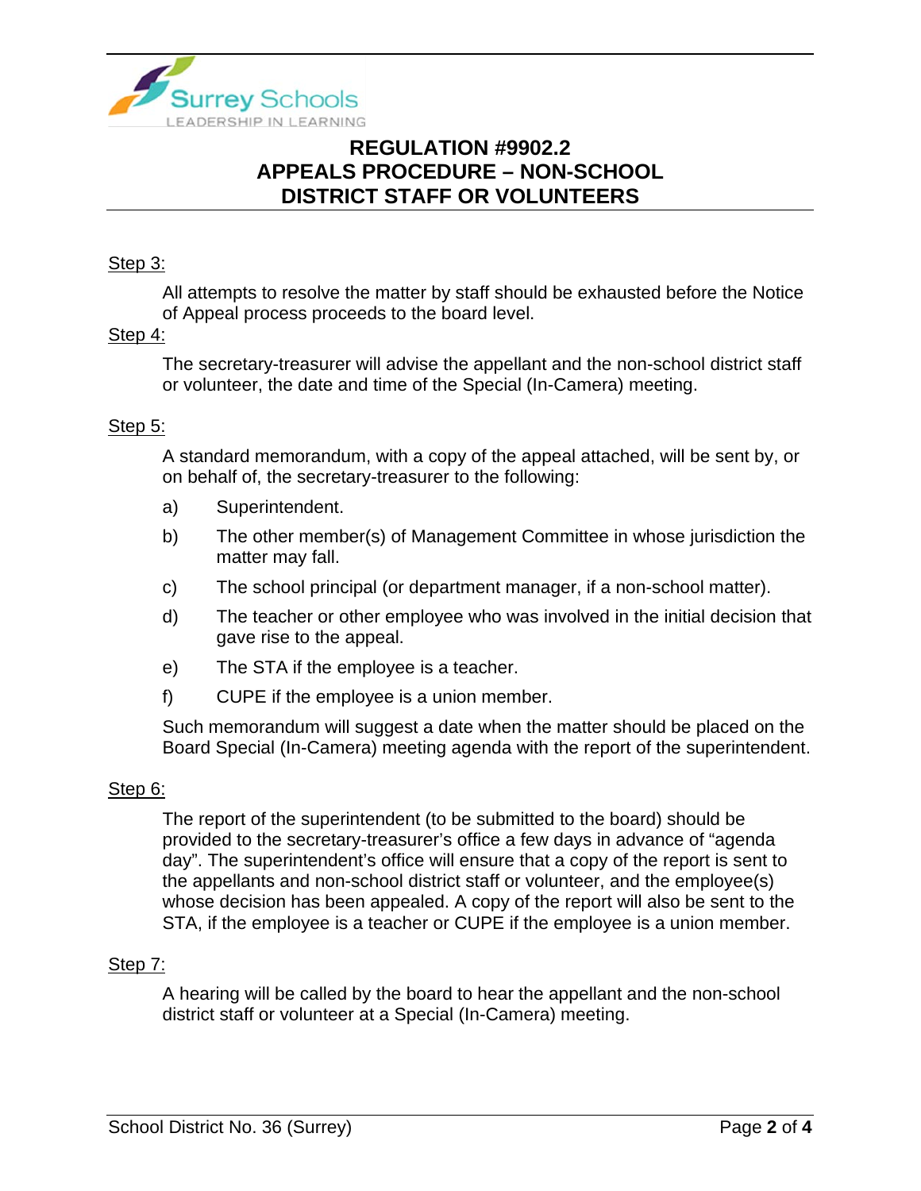# REGULATION #9902.2
# APPEALS PROCEDURE – NON-SCHOOL DISTRICT STAFF OR VOLUNTEERS

Step 3:

All attempts to resolve the matter by staff should be exhausted before the Notice of Appeal process proceeds to the board level.

Step 4:

The secretary-treasurer will advise the appellant and the non-school district staff or volunteer, the date and time of the Special (In-Camera) meeting.

Step 5:

A standard memorandum, with a copy of the appeal attached, will be sent by, or on behalf of, the secretary-treasurer to the following:

a) Superintendent.

b) The other member(s) of Management Committee in whose jurisdiction the matter may fall.

c) The school principal (or department manager, if a non-school matter).

d) The teacher or other employee who was involved in the initial decision that gave rise to the appeal.

e) The STA if the employee is a teacher.

f) CUPE if the employee is a union member.

Such memorandum will suggest a date when the matter should be placed on the Board Special (In-Camera) meeting agenda with the report of the superintendent.

Step 6:

The report of the superintendent (to be submitted to the board) should be provided to the secretary-treasurer's office a few days in advance of "agenda day". The superintendent's office will ensure that a copy of the report is sent to the appellants and non-school district staff or volunteer, and the employee(s) whose decision has been appealed. A copy of the report will also be sent to the STA, if the employee is a teacher or CUPE if the employee is a union member.

Step 7:

A hearing will be called by the board to hear the appellant and the non-school district staff or volunteer at a Special (In-Camera) meeting.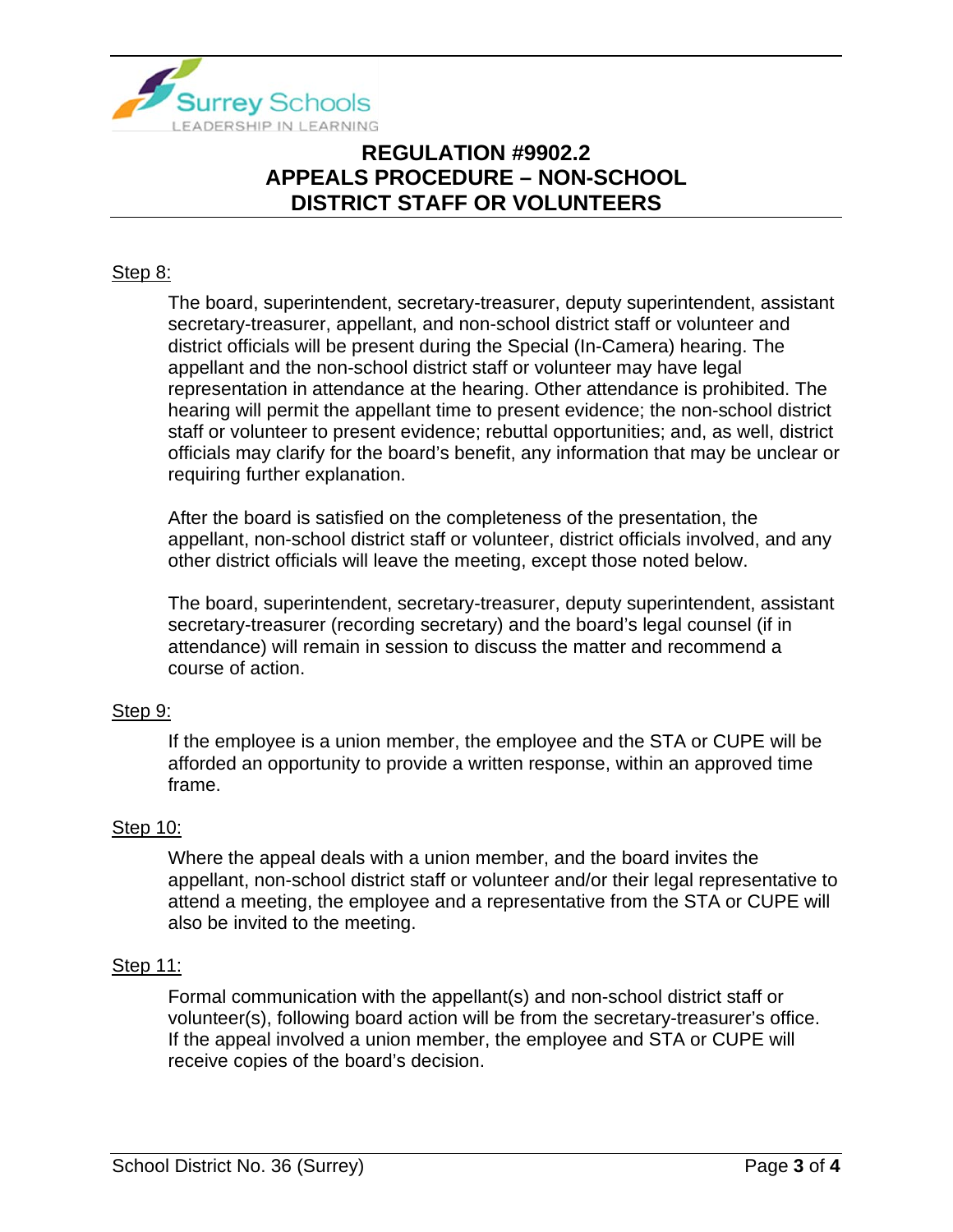# REGULATION #9902.2
# APPEALS PROCEDURE – NON-SCHOOL DISTRICT STAFF OR VOLUNTEERS

Step 8:

The board, superintendent, secretary-treasurer, deputy superintendent, assistant secretary-treasurer, appellant, and non-school district staff or volunteer and district officials will be present during the Special (In-Camera) hearing. The appellant and the non-school district staff or volunteer may have legal representation in attendance at the hearing. Other attendance is prohibited. The hearing will permit the appellant time to present evidence; the non-school district staff or volunteer to present evidence; rebuttal opportunities; and, as well, district officials may clarify for the board's benefit, any information that may be unclear or requiring further explanation.

After the board is satisfied on the completeness of the presentation, the appellant, non-school district staff or volunteer, district officials involved, and any other district officials will leave the meeting, except those noted below.

The board, superintendent, secretary-treasurer, deputy superintendent, assistant secretary-treasurer (recording secretary) and the board's legal counsel (if in attendance) will remain in session to discuss the matter and recommend a course of action.

Step 9:

If the employee is a union member, the employee and the STA or CUPE will be afforded an opportunity to provide a written response, within an approved time frame.

Step 10:

Where the appeal deals with a union member, and the board invites the appellant, non-school district staff or volunteer and/or their legal representative to attend a meeting, the employee and a representative from the STA or CUPE will also be invited to the meeting.

Step 11:

Formal communication with the appellant(s) and non-school district staff or volunteer(s), following board action will be from the secretary-treasurer's office. If the appeal involved a union member, the employee and STA or CUPE will receive copies of the board's decision.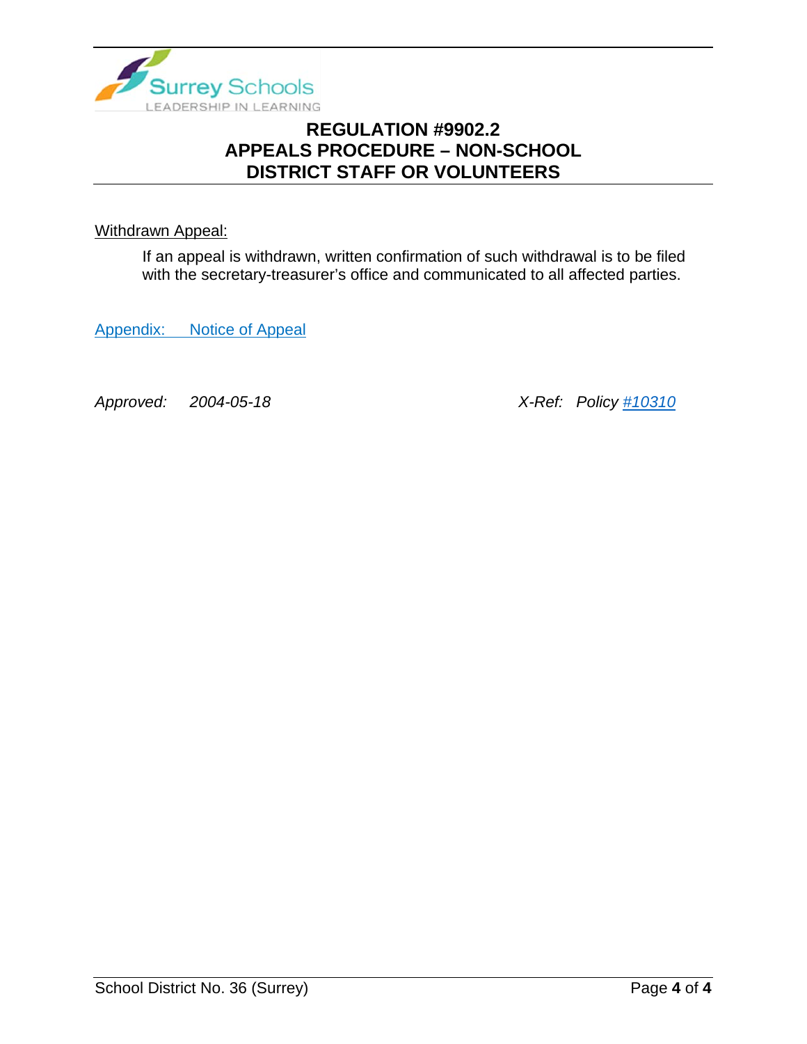# REGULATION #9902.2
# APPEALS PROCEDURE – NON-SCHOOL DISTRICT STAFF OR VOLUNTEERS

Withdrawn Appeal:

If an appeal is withdrawn, written confirmation of such withdrawal is to be filed with the secretary-treasurer's office and communicated to all affected parties.

Appendix: Notice of Appeal

*Approved: 2004-05-18* *X-Ref: Policy #10310*